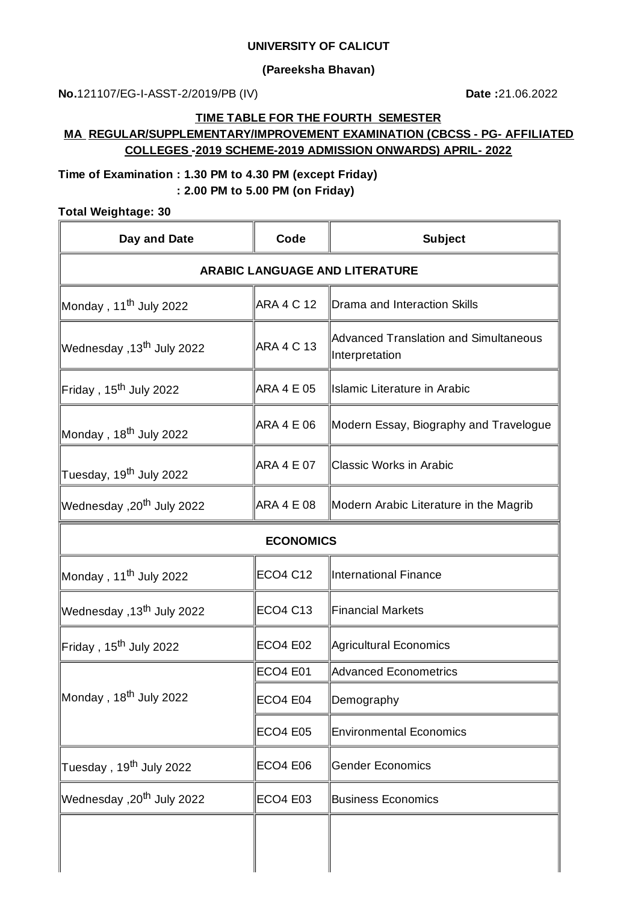**UNIVERSITY OF CALICUT**

**(Pareeksha Bhavan)**

**No.**121107/EG-I-ASST-2/2019/PB (IV) **Date :**21.06.2022

**TIME TABLE FOR THE FOURTH SEMESTER MA REGULAR/SUPPLEMENTARY/IMPROVEMENT EXAMINATION (CBCSS - PG- AFFILIATED COLLEGES -2019 SCHEME-2019 ADMISSION ONWARDS) APRIL- 2022**

**Time of Examination : 1.30 PM to 4.30 PM (except Friday)**
**: 2.00 PM to 5.00 PM (on Friday)**

**Total Weightage: 30**

| Day and Date | Code | Subject |
|---|---|---|
| **ARABIC LANGUAGE AND LITERATURE** | | |
| Monday , 11th July 2022 | ARA 4 C 12 | Drama and Interaction Skills |
| Wednesday ,13th July 2022 | ARA 4 C 13 | Advanced Translation and Simultaneous Interpretation |
| Friday , 15th July 2022 | ARA 4 E 05 | Islamic Literature in Arabic |
| Monday , 18th July 2022 | ARA 4 E 06 | Modern Essay, Biography and Travelogue |
| Tuesday, 19th July 2022 | ARA 4 E 07 | Classic Works in Arabic |
| Wednesday ,20th July 2022 | ARA 4 E 08 | Modern Arabic Literature in the Magrib |
| **ECONOMICS** | | |
| Monday , 11th July 2022 | ECO4 C12 | International Finance |
| Wednesday ,13th July 2022 | ECO4 C13 | Financial Markets |
| Friday , 15th July 2022 | ECO4 E02 | Agricultural Economics |
| Monday , 18th July 2022 | ECO4 E01 | Advanced Econometrics |
| | ECO4 E04 | Demography |
| | ECO4 E05 | Environmental Economics |
| Tuesday , 19th July 2022 | ECO4 E06 | Gender Economics |
| Wednesday ,20th July 2022 | ECO4 E03 | Business Economics |
| | | |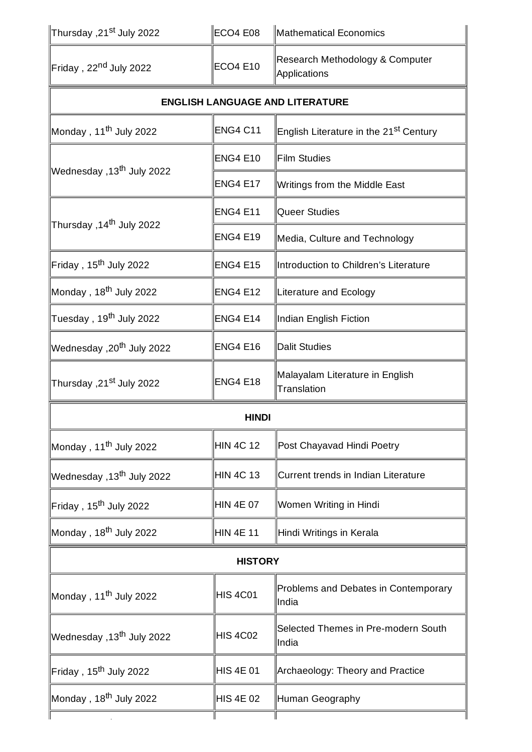| | | |
|---|---|---|
| Thursday ,21st July 2022 | ECO4 E08 | Mathematical Economics |
| Friday , 22nd July 2022 | ECO4 E10 | Research Methodology & Computer Applications |
| **ENGLISH LANGUAGE AND LITERATURE** | | |
| Monday , 11th July 2022 | ENG4 C11 | English Literature in the 21st Century |
| Wednesday ,13th July 2022 | ENG4 E10 | Film Studies |
| | ENG4 E17 | Writings from the Middle East |
| Thursday ,14th July 2022 | ENG4 E11 | Queer Studies |
| | ENG4 E19 | Media, Culture and Technology |
| Friday , 15th July 2022 | ENG4 E15 | Introduction to Children's Literature |
| Monday , 18th July 2022 | ENG4 E12 | Literature and Ecology |
| Tuesday , 19th July 2022 | ENG4 E14 | Indian English Fiction |
| Wednesday ,20th July 2022 | ENG4 E16 | Dalit Studies |
| Thursday ,21st July 2022 | ENG4 E18 | Malayalam Literature in English Translation |
| **HINDI** | | |
| Monday , 11th July 2022 | HIN 4C 12 | Post Chayavad Hindi Poetry |
| Wednesday ,13th July 2022 | HIN 4C 13 | Current trends in Indian Literature |
| Friday , 15th July 2022 | HIN 4E 07 | Women Writing in Hindi |
| Monday , 18th July 2022 | HIN 4E 11 | Hindi Writings in Kerala |
| **HISTORY** | | |
| Monday , 11th July 2022 | HIS 4C01 | Problems and Debates in Contemporary India |
| Wednesday ,13th July 2022 | HIS 4C02 | Selected Themes in Pre-modern South India |
| Friday , 15th July 2022 | HIS 4E 01 | Archaeology: Theory and Practice |
| Monday , 18th July 2022 | HIS 4E 02 | Human Geography |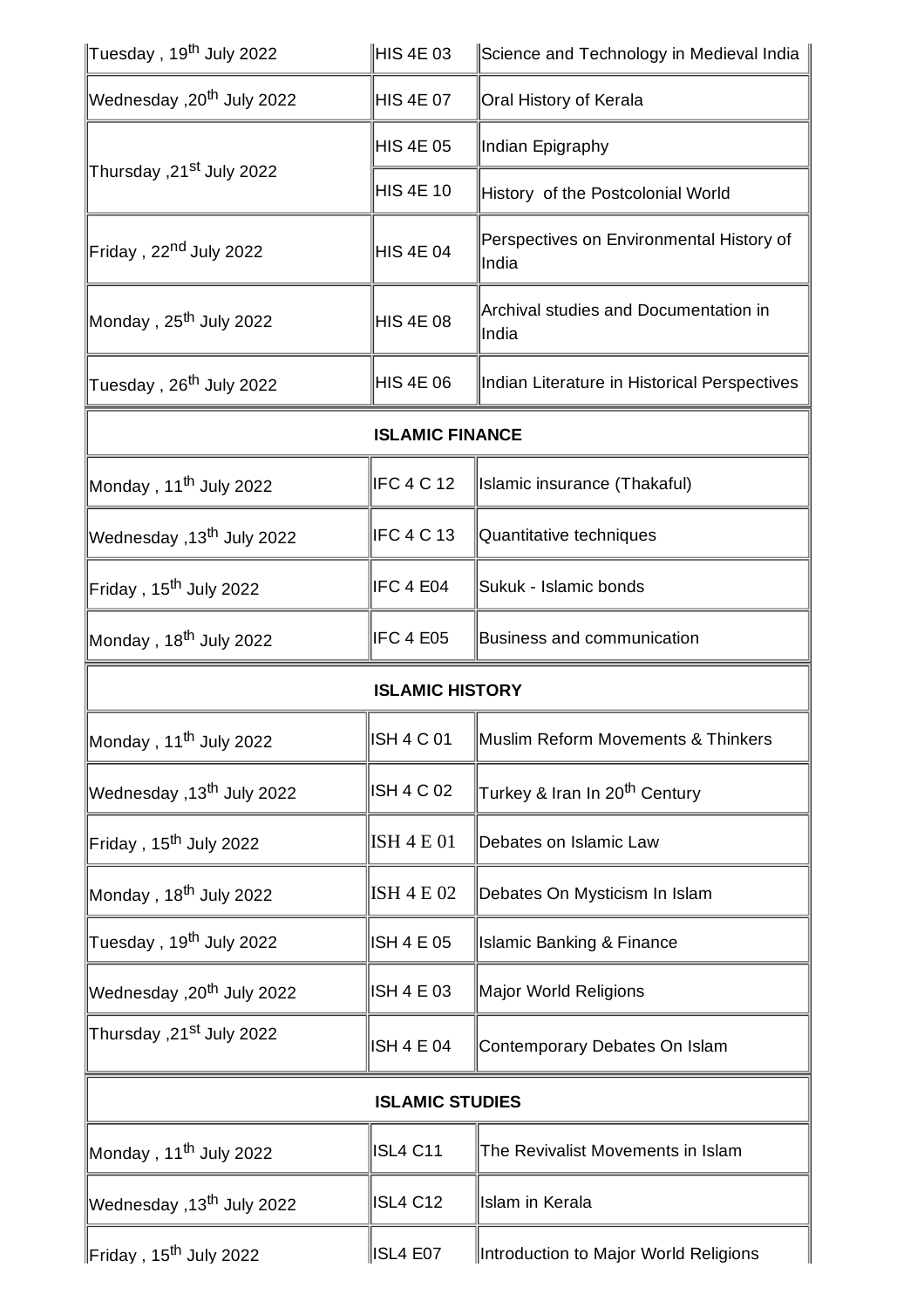| | | |
|---|---|---|
| Tuesday , 19th July 2022 | HIS 4E 03 | Science and Technology in Medieval India |
| Wednesday ,20th July 2022 | HIS 4E 07 | Oral History of Kerala |
| Thursday ,21st July 2022 | HIS 4E 05 | Indian Epigraphy |
| | HIS 4E 10 | History of the Postcolonial World |
| Friday , 22nd July 2022 | HIS 4E 04 | Perspectives on Environmental History of India |
| Monday , 25th July 2022 | HIS 4E 08 | Archival studies and Documentation in India |
| Tuesday , 26th July 2022 | HIS 4E 06 | Indian Literature in Historical Perspectives |
| **ISLAMIC FINANCE** | | |
| Monday , 11th July 2022 | IFC 4 C 12 | Islamic insurance (Thakaful) |
| Wednesday ,13th July 2022 | IFC 4 C 13 | Quantitative techniques |
| Friday , 15th July 2022 | IFC 4 E04 | Sukuk - Islamic bonds |
| Monday , 18th July 2022 | IFC 4 E05 | Business and communication |
| **ISLAMIC HISTORY** | | |
| Monday , 11th July 2022 | ISH 4 C 01 | Muslim Reform Movements & Thinkers |
| Wednesday ,13th July 2022 | ISH 4 C 02 | Turkey & Iran In 20th Century |
| Friday , 15th July 2022 | ISH 4 E 01 | Debates on Islamic Law |
| Monday , 18th July 2022 | ISH 4 E 02 | Debates On Mysticism In Islam |
| Tuesday , 19th July 2022 | ISH 4 E 05 | Islamic Banking & Finance |
| Wednesday ,20th July 2022 | ISH 4 E 03 | Major World Religions |
| Thursday ,21st July 2022 | ISH 4 E 04 | Contemporary Debates On Islam |
| **ISLAMIC STUDIES** | | |
| Monday , 11th July 2022 | ISL4 C11 | The Revivalist Movements in Islam |
| Wednesday ,13th July 2022 | ISL4 C12 | Islam in Kerala |
| Friday , 15th July 2022 | ISL4 E07 | Introduction to Major World Religions |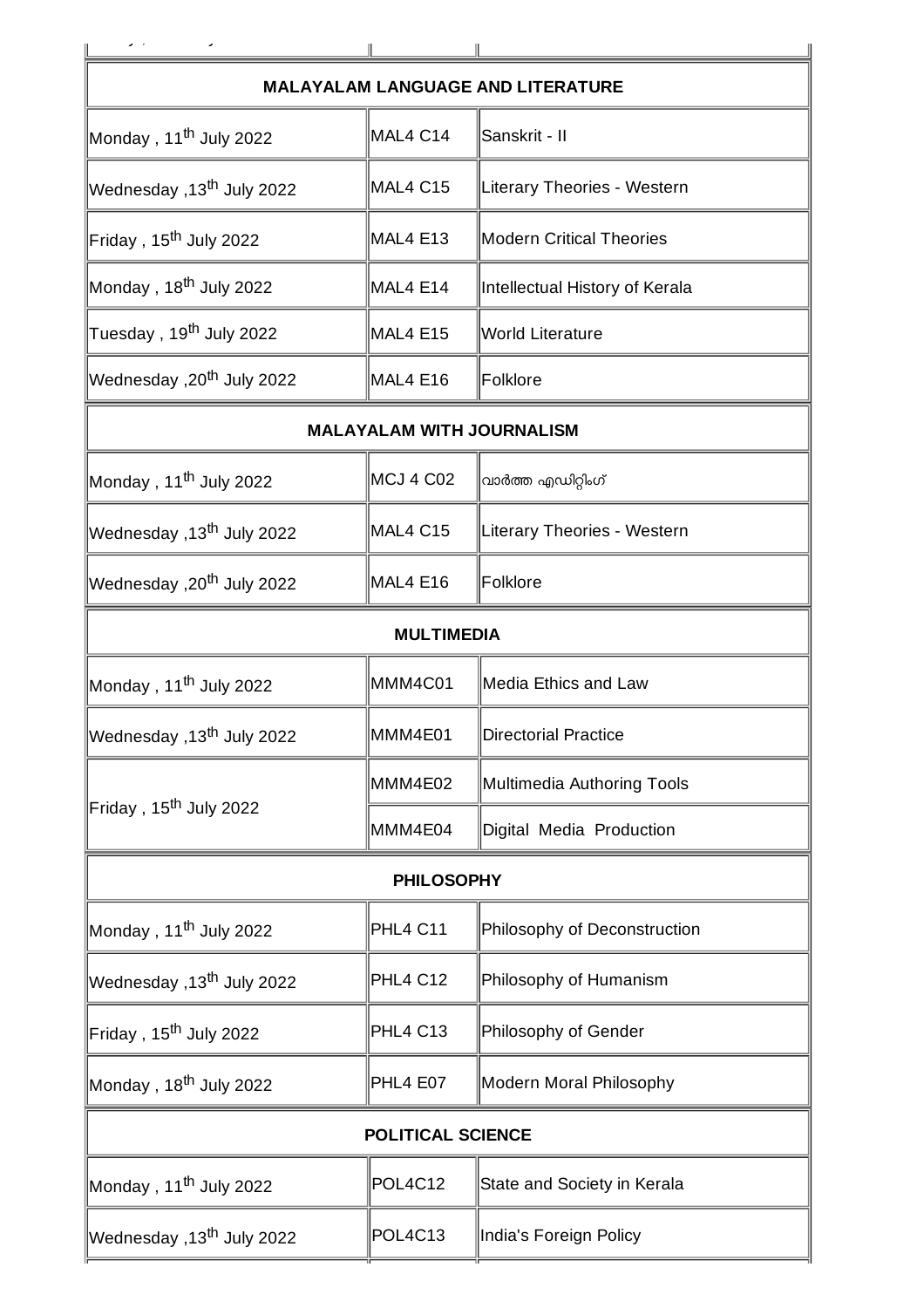| | | |
|---|---|---|
| **MALAYALAM LANGUAGE AND LITERATURE** | | |
| Monday , 11th July 2022 | MAL4 C14 | Sanskrit - II |
| Wednesday ,13th July 2022 | MAL4 C15 | Literary Theories - Western |
| Friday , 15th July 2022 | MAL4 E13 | Modern Critical Theories |
| Monday , 18th July 2022 | MAL4 E14 | Intellectual History of Kerala |
| Tuesday , 19th July 2022 | MAL4 E15 | World Literature |
| Wednesday ,20th July 2022 | MAL4 E16 | Folklore |
| **MALAYALAM WITH JOURNALISM** | | |
| Monday , 11th July 2022 | MCJ 4 C02 | വാർത്ത എഡിറ്റിംഗ് |
| Wednesday ,13th July 2022 | MAL4 C15 | Literary Theories - Western |
| Wednesday ,20th July 2022 | MAL4 E16 | Folklore |
| **MULTIMEDIA** | | |
| Monday , 11th July 2022 | MMM4C01 | Media Ethics and Law |
| Wednesday ,13th July 2022 | MMM4E01 | Directorial Practice |
| Friday , 15th July 2022 | MMM4E02 | Multimedia Authoring Tools |
| | MMM4E04 | Digital Media Production |
| **PHILOSOPHY** | | |
| Monday , 11th July 2022 | PHL4 C11 | Philosophy of Deconstruction |
| Wednesday ,13th July 2022 | PHL4 C12 | Philosophy of Humanism |
| Friday , 15th July 2022 | PHL4 C13 | Philosophy of Gender |
| Monday , 18th July 2022 | PHL4 E07 | Modern Moral Philosophy |
| **POLITICAL SCIENCE** | | |
| Monday , 11th July 2022 | POL4C12 | State and Society in Kerala |
| Wednesday ,13th July 2022 | POL4C13 | India's Foreign Policy |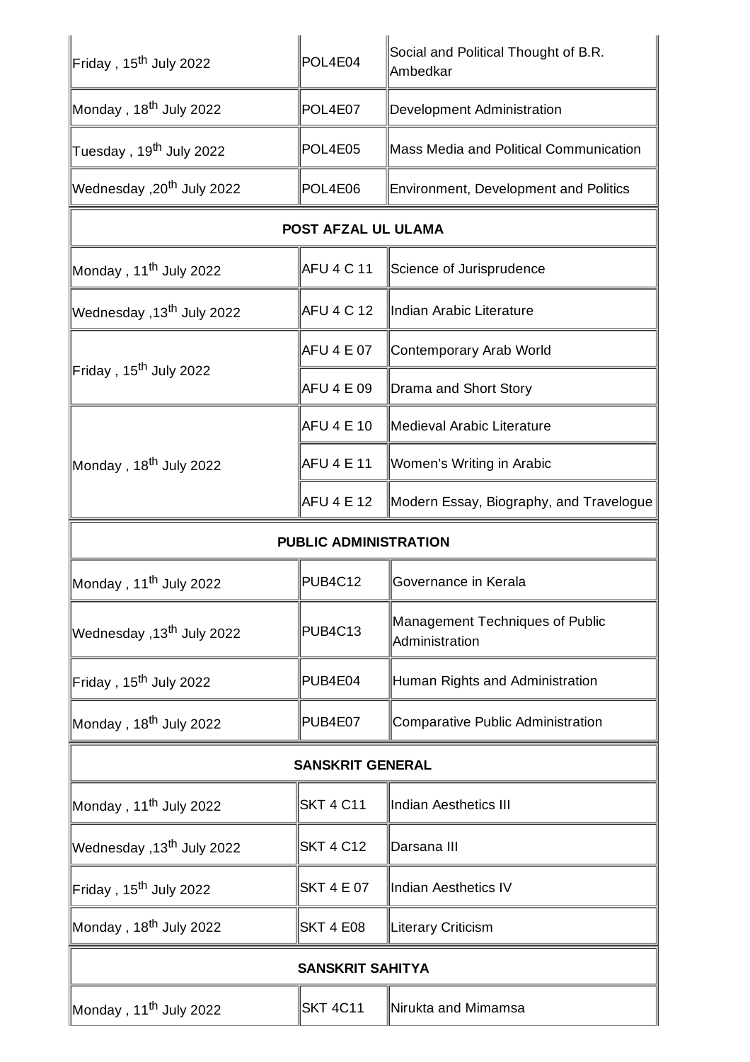| | | |
|---|---|---|
| Friday , 15th July 2022 | POL4E04 | Social and Political Thought of B.R. Ambedkar |
| Monday , 18th July 2022 | POL4E07 | Development Administration |
| Tuesday , 19th July 2022 | POL4E05 | Mass Media and Political Communication |
| Wednesday ,20th July 2022 | POL4E06 | Environment, Development and Politics |
| **POST AFZAL UL ULAMA** | | |
| Monday , 11th July 2022 | AFU 4 C 11 | Science of Jurisprudence |
| Wednesday ,13th July 2022 | AFU 4 C 12 | Indian Arabic Literature |
| Friday , 15th July 2022 | AFU 4 E 07 | Contemporary Arab World |
| | AFU 4 E 09 | Drama and Short Story |
| Monday , 18th July 2022 | AFU 4 E 10 | Medieval Arabic Literature |
| | AFU 4 E 11 | Women's Writing in Arabic |
| | AFU 4 E 12 | Modern Essay, Biography, and Travelogue |
| **PUBLIC ADMINISTRATION** | | |
| Monday , 11th July 2022 | PUB4C12 | Governance in Kerala |
| Wednesday ,13th July 2022 | PUB4C13 | Management Techniques of Public Administration |
| Friday , 15th July 2022 | PUB4E04 | Human Rights and Administration |
| Monday , 18th July 2022 | PUB4E07 | Comparative Public Administration |
| **SANSKRIT GENERAL** | | |
| Monday , 11th July 2022 | SKT 4 C11 | Indian Aesthetics III |
| Wednesday ,13th July 2022 | SKT 4 C12 | Darsana III |
| Friday , 15th July 2022 | SKT 4 E 07 | Indian Aesthetics IV |
| Monday , 18th July 2022 | SKT 4 E08 | Literary Criticism |
| **SANSKRIT SAHITYA** | | |
| Monday , 11th July 2022 | SKT 4C11 | Nirukta and Mimamsa |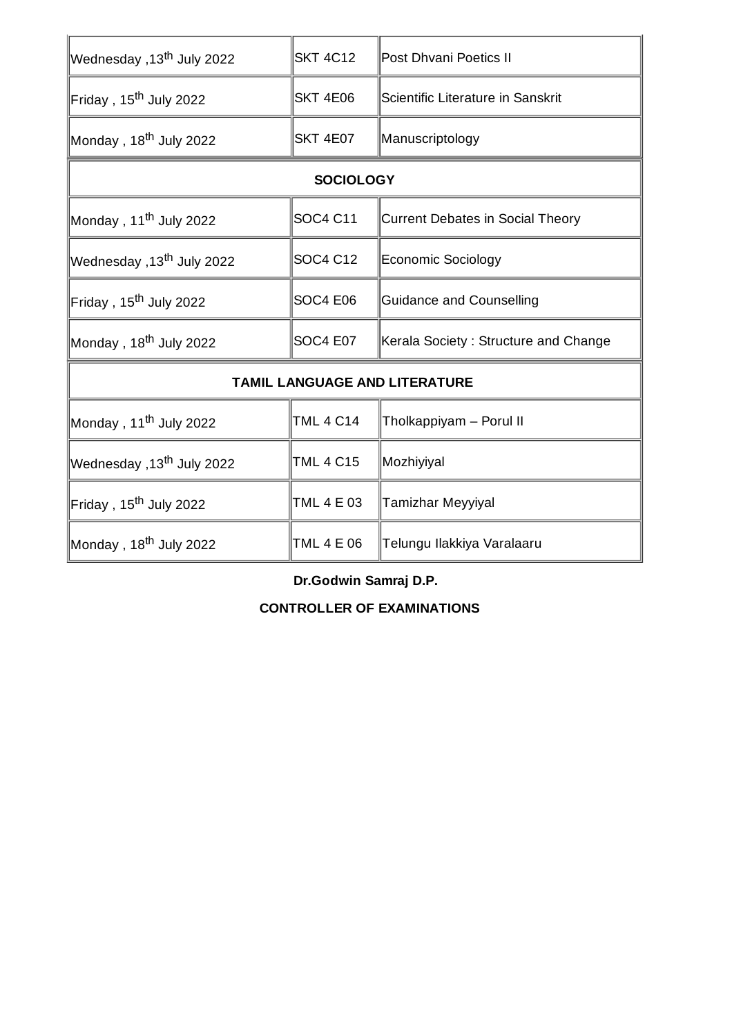| | | |
|---|---|---|
| Wednesday ,13th July 2022 | SKT 4C12 | Post Dhvani Poetics II |
| Friday , 15th July 2022 | SKT 4E06 | Scientific Literature in Sanskrit |
| Monday , 18th July 2022 | SKT 4E07 | Manuscriptology |
| **SOCIOLOGY** | | |
| Monday , 11th July 2022 | SOC4 C11 | Current Debates in Social Theory |
| Wednesday ,13th July 2022 | SOC4 C12 | Economic Sociology |
| Friday , 15th July 2022 | SOC4 E06 | Guidance and Counselling |
| Monday , 18th July 2022 | SOC4 E07 | Kerala Society : Structure and Change |
| **TAMIL LANGUAGE AND LITERATURE** | | |
| Monday , 11th July 2022 | TML 4 C14 | Tholkappiyam – Porul II |
| Wednesday ,13th July 2022 | TML 4 C15 | Mozhiyiyal |
| Friday , 15th July 2022 | TML 4 E 03 | Tamizhar Meyyiyal |
| Monday , 18th July 2022 | TML 4 E 06 | Telungu Ilakkiya Varalaaru |

**Dr.Godwin Samraj D.P.**

**CONTROLLER OF EXAMINATIONS**